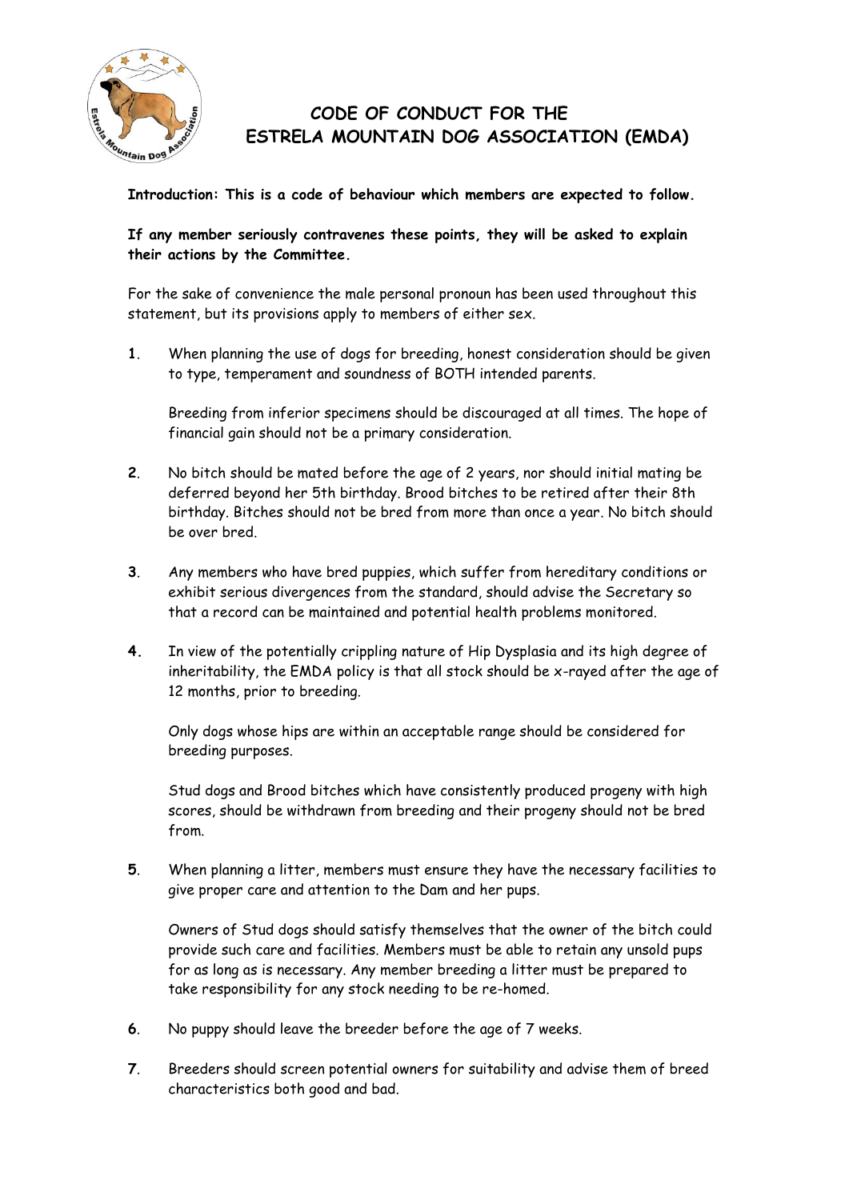# CODE OF CONDUCT FOR THE ESTRELA MOUNTAIN DOG ASSOCIATION (EMDA)

**Introduction: This is a code of behaviour which members are expected to follow.**

**If any member seriously contravenes these points, they will be asked to explain their actions by the Committee.**

For the sake of convenience the male personal pronoun has been used throughout this statement, but its provisions apply to members of either sex.

**1**. When planning the use of dogs for breeding, honest consideration should be given to type, temperament and soundness of BOTH intended parents.

Breeding from inferior specimens should be discouraged at all times. The hope of financial gain should not be a primary consideration.

**2**. No bitch should be mated before the age of 2 years, nor should initial mating be deferred beyond her 5th birthday. Brood bitches to be retired after their 8th birthday. Bitches should not be bred from more than once a year. No bitch should be over bred.

**3**. Any members who have bred puppies, which suffer from hereditary conditions or exhibit serious divergences from the standard, should advise the Secretary so that a record can be maintained and potential health problems monitored.

**4.** In view of the potentially crippling nature of Hip Dysplasia and its high degree of inheritability, the EMDA policy is that all stock should be x-rayed after the age of 12 months, prior to breeding.

Only dogs whose hips are within an acceptable range should be considered for breeding purposes.

Stud dogs and Brood bitches which have consistently produced progeny with high scores, should be withdrawn from breeding and their progeny should not be bred from.

**5**. When planning a litter, members must ensure they have the necessary facilities to give proper care and attention to the Dam and her pups.

Owners of Stud dogs should satisfy themselves that the owner of the bitch could provide such care and facilities. Members must be able to retain any unsold pups for as long as is necessary. Any member breeding a litter must be prepared to take responsibility for any stock needing to be re-homed.

**6**. No puppy should leave the breeder before the age of 7 weeks.

**7**. Breeders should screen potential owners for suitability and advise them of breed characteristics both good and bad.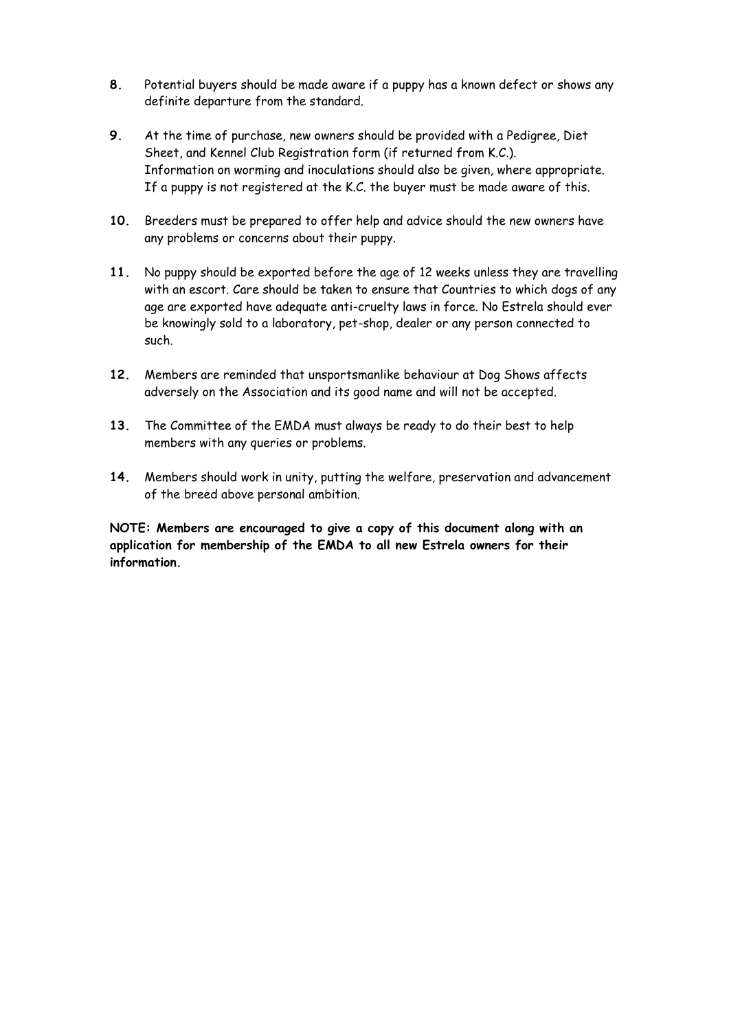8. Potential buyers should be made aware if a puppy has a known defect or shows any definite departure from the standard.

9. At the time of purchase, new owners should be provided with a Pedigree, Diet Sheet, and Kennel Club Registration form (if returned from K.C.). Information on worming and inoculations should also be given, where appropriate. If a puppy is not registered at the K.C. the buyer must be made aware of this.

10. Breeders must be prepared to offer help and advice should the new owners have any problems or concerns about their puppy.

11. No puppy should be exported before the age of 12 weeks unless they are travelling with an escort. Care should be taken to ensure that Countries to which dogs of any age are exported have adequate anti-cruelty laws in force. No Estrela should ever be knowingly sold to a laboratory, pet-shop, dealer or any person connected to such.

12. Members are reminded that unsportsmanlike behaviour at Dog Shows affects adversely on the Association and its good name and will not be accepted.

13. The Committee of the EMDA must always be ready to do their best to help members with any queries or problems.

14. Members should work in unity, putting the welfare, preservation and advancement of the breed above personal ambition.

**NOTE: Members are encouraged to give a copy of this document along with an application for membership of the EMDA to all new Estrela owners for their information.**